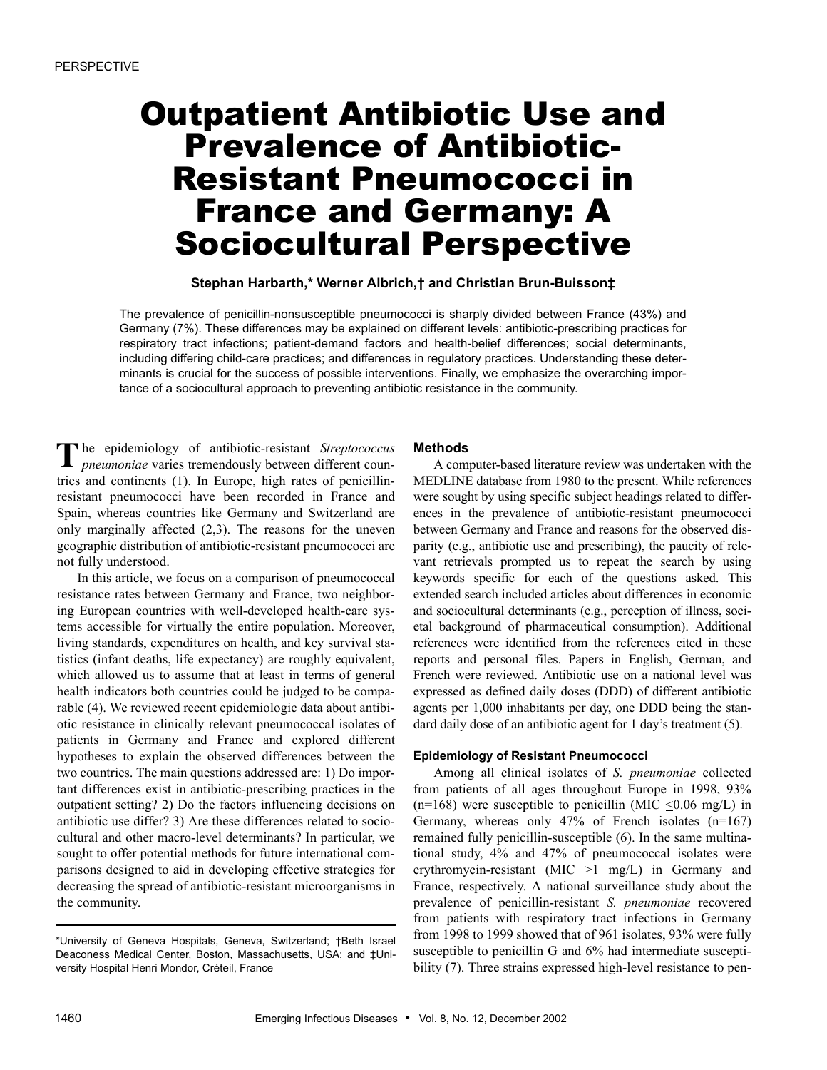PERSPECTIVE

# Outpatient Antibiotic Use and Prevalence of Antibiotic-Resistant Pneumococci in France and Germany: A Sociocultural Perspective

**Stephan Harbarth,* Werner Albrich,† and Christian Brun-Buisson‡**

The prevalence of penicillin-nonsusceptible pneumococci is sharply divided between France (43%) and Germany (7%). These differences may be explained on different levels: antibiotic-prescribing practices for respiratory tract infections; patient-demand factors and health-belief differences; social determinants, including differing child-care practices; and differences in regulatory practices. Understanding these determinants is crucial for the success of possible interventions. Finally, we emphasize the overarching importance of a sociocultural approach to preventing antibiotic resistance in the community.

The epidemiology of antibiotic-resistant *Streptococcus pneumoniae* varies tremendously between different countries and continents (1). In Europe, high rates of penicillin-resistant pneumococci have been recorded in France and Spain, whereas countries like Germany and Switzerland are only marginally affected (2,3). The reasons for the uneven geographic distribution of antibiotic-resistant pneumococci are not fully understood.

In this article, we focus on a comparison of pneumococcal resistance rates between Germany and France, two neighboring European countries with well-developed health-care systems accessible for virtually the entire population. Moreover, living standards, expenditures on health, and key survival statistics (infant deaths, life expectancy) are roughly equivalent, which allowed us to assume that at least in terms of general health indicators both countries could be judged to be comparable (4). We reviewed recent epidemiologic data about antibiotic resistance in clinically relevant pneumococcal isolates of patients in Germany and France and explored different hypotheses to explain the observed differences between the two countries. The main questions addressed are: 1) Do important differences exist in antibiotic-prescribing practices in the outpatient setting? 2) Do the factors influencing decisions on antibiotic use differ? 3) Are these differences related to sociocultural and other macro-level determinants? In particular, we sought to offer potential methods for future international comparisons designed to aid in developing effective strategies for decreasing the spread of antibiotic-resistant microorganisms in the community.

*University of Geneva Hospitals, Geneva, Switzerland; †Beth Israel Deaconess Medical Center, Boston, Massachusetts, USA; and ‡University Hospital Henri Mondor, Créteil, France

### Methods

A computer-based literature review was undertaken with the MEDLINE database from 1980 to the present. While references were sought by using specific subject headings related to differences in the prevalence of antibiotic-resistant pneumococci between Germany and France and reasons for the observed disparity (e.g., antibiotic use and prescribing), the paucity of relevant retrievals prompted us to repeat the search by using keywords specific for each of the questions asked. This extended search included articles about differences in economic and sociocultural determinants (e.g., perception of illness, societal background of pharmaceutical consumption). Additional references were identified from the references cited in these reports and personal files. Papers in English, German, and French were reviewed. Antibiotic use on a national level was expressed as defined daily doses (DDD) of different antibiotic agents per 1,000 inhabitants per day, one DDD being the standard daily dose of an antibiotic agent for 1 day's treatment (5).

### Epidemiology of Resistant Pneumococci

Among all clinical isolates of *S. pneumoniae* collected from patients of all ages throughout Europe in 1998, 93% (n=168) were susceptible to penicillin (MIC $\leq$0.06 mg/L) in Germany, whereas only 47% of French isolates (n=167) remained fully penicillin-susceptible (6). In the same multinational study, 4% and 47% of pneumococcal isolates were erythromycin-resistant (MIC >1 mg/L) in Germany and France, respectively. A national surveillance study about the prevalence of penicillin-resistant *S. pneumoniae* recovered from patients with respiratory tract infections in Germany from 1998 to 1999 showed that of 961 isolates, 93% were fully susceptible to penicillin G and 6% had intermediate susceptibility (7). Three strains expressed high-level resistance to pen-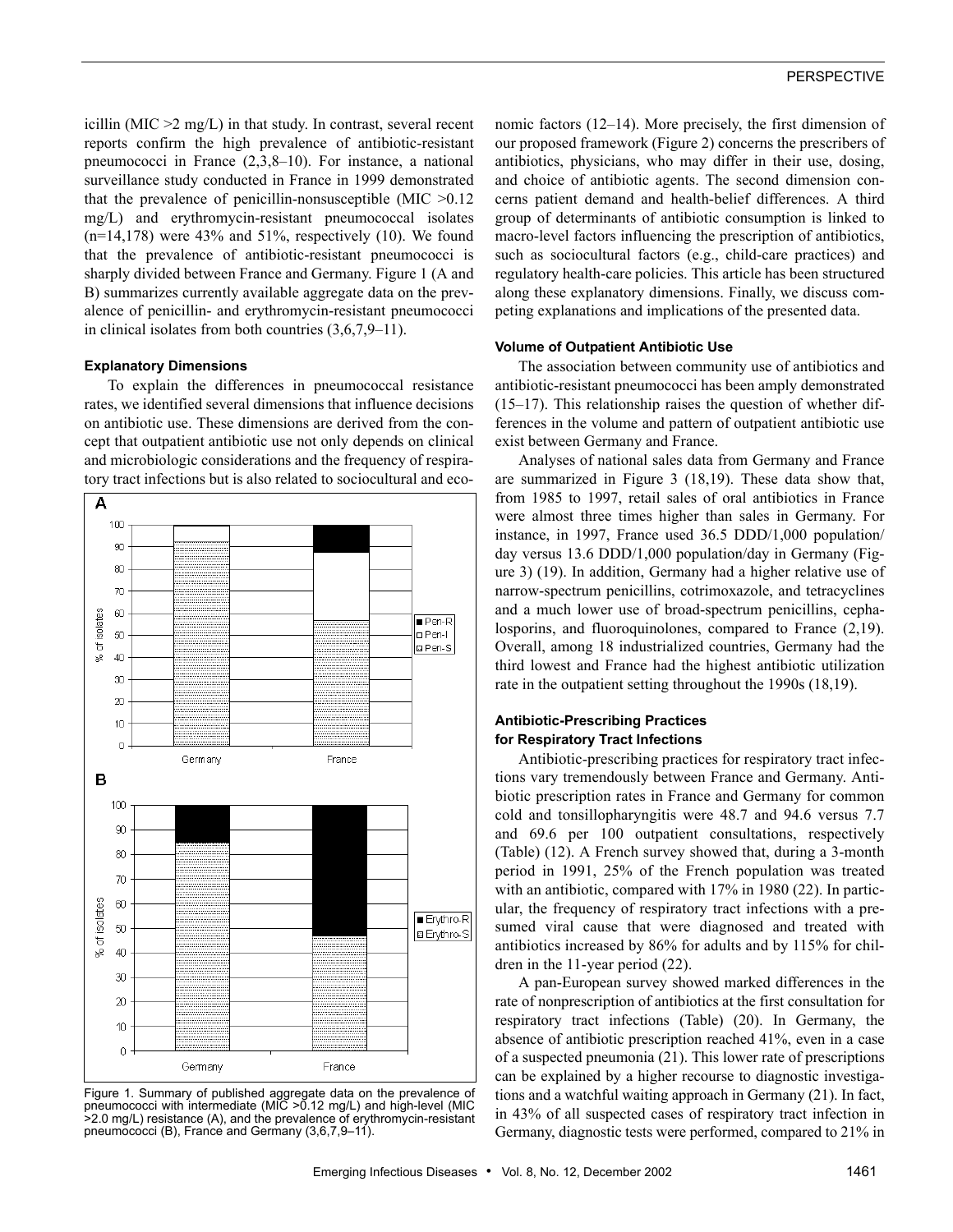icillin (MIC >2 mg/L) in that study. In contrast, several recent reports confirm the high prevalence of antibiotic-resistant pneumococci in France (2,3,8–10). For instance, a national surveillance study conducted in France in 1999 demonstrated that the prevalence of penicillin-nonsusceptible (MIC >0.12 mg/L) and erythromycin-resistant pneumococcal isolates (n=14,178) were 43% and 51%, respectively (10). We found that the prevalence of antibiotic-resistant pneumococci is sharply divided between France and Germany. Figure 1 (A and B) summarizes currently available aggregate data on the prevalence of penicillin- and erythromycin-resistant pneumococci in clinical isolates from both countries (3,6,7,9–11).

#### Explanatory Dimensions

To explain the differences in pneumococcal resistance rates, we identified several dimensions that influence decisions on antibiotic use. These dimensions are derived from the concept that outpatient antibiotic use not only depends on clinical and microbiologic considerations and the frequency of respiratory tract infections but is also related to sociocultural and economic factors (12–14). More precisely, the first dimension of our proposed framework (Figure 2) concerns the prescribers of antibiotics, physicians, who may differ in their use, dosing, and choice of antibiotic agents. The second dimension concerns patient demand and health-belief differences. A third group of determinants of antibiotic consumption is linked to macro-level factors influencing the prescription of antibiotics, such as sociocultural factors (e.g., child-care practices) and regulatory health-care policies. This article has been structured along these explanatory dimensions. Finally, we discuss competing explanations and implications of the presented data.

A

100
90
80
70
60
50
40
30
20
10
0

% of isolates

Germany
France

Pen-R
Pen-I
Pen-S

B

100
90
80
70
60
50
40
30
20
10
0

% of isolates

Germany
France

Erythro-R
Erythro-S

Figure 1. Summary of published aggregate data on the prevalence of pneumococci with intermediate (MIC >0.12 mg/L) and high-level (MIC >2.0 mg/L) resistance (A), and the prevalence of erythromycin-resistant pneumococci (B), France and Germany (3,6,7,9–11).

#### Volume of Outpatient Antibiotic Use

The association between community use of antibiotics and antibiotic-resistant pneumococci has been amply demonstrated (15–17). This relationship raises the question of whether differences in the volume and pattern of outpatient antibiotic use exist between Germany and France.

Analyses of national sales data from Germany and France are summarized in Figure 3 (18,19). These data show that, from 1985 to 1997, retail sales of oral antibiotics in France were almost three times higher than sales in Germany. For instance, in 1997, France used 36.5 DDD/1,000 population/day versus 13.6 DDD/1,000 population/day in Germany (Figure 3) (19). In addition, Germany had a higher relative use of narrow-spectrum penicillins, cotrimoxazole, and tetracyclines and a much lower use of broad-spectrum penicillins, cephalosporins, and fluoroquinolones, compared to France (2,19). Overall, among 18 industrialized countries, Germany had the third lowest and France had the highest antibiotic utilization rate in the outpatient setting throughout the 1990s (18,19).

#### Antibiotic-Prescribing Practices for Respiratory Tract Infections

Antibiotic-prescribing practices for respiratory tract infections vary tremendously between France and Germany. Antibiotic prescription rates in France and Germany for common cold and tonsillopharyngitis were 48.7 and 94.6 versus 7.7 and 69.6 per 100 outpatient consultations, respectively (Table) (12). A French survey showed that, during a 3-month period in 1991, 25% of the French population was treated with an antibiotic, compared with 17% in 1980 (22). In particular, the frequency of respiratory tract infections with a presumed viral cause that were diagnosed and treated with antibiotics increased by 86% for adults and by 115% for children in the 11-year period (22).

A pan-European survey showed marked differences in the rate of nonprescription of antibiotics at the first consultation for respiratory tract infections (Table) (20). In Germany, the absence of antibiotic prescription reached 41%, even in a case of a suspected pneumonia (21). This lower rate of prescriptions can be explained by a higher recourse to diagnostic investigations and a watchful waiting approach in Germany (21). In fact, in 43% of all suspected cases of respiratory tract infection in Germany, diagnostic tests were performed, compared to 21% in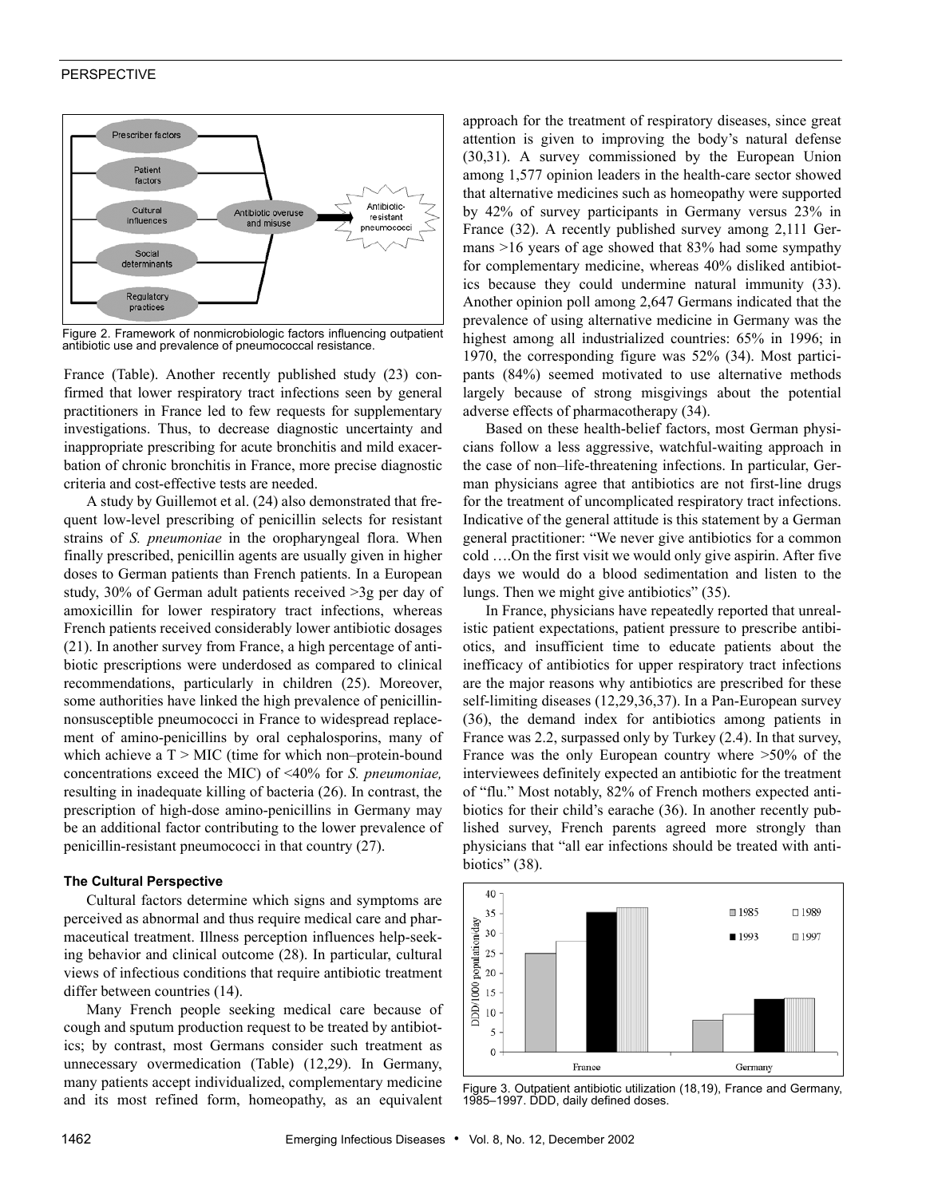Prescriber factors

Patient factors

Cultural influences

Social determinants

Regulatory practices

Antibiotic overuse and misuse

Antibiotic-resistant pneumococci

Figure 2. Framework of nonmicrobiologic factors influencing outpatient antibiotic use and prevalence of pneumococcal resistance.

France (Table). Another recently published study (23) confirmed that lower respiratory tract infections seen by general practitioners in France led to few requests for supplementary investigations. Thus, to decrease diagnostic uncertainty and inappropriate prescribing for acute bronchitis and mild exacerbation of chronic bronchitis in France, more precise diagnostic criteria and cost-effective tests are needed.

A study by Guillemot et al. (24) also demonstrated that frequent low-level prescribing of penicillin selects for resistant strains of *S. pneumoniae* in the oropharyngeal flora. When finally prescribed, penicillin agents are usually given in higher doses to German patients than French patients. In a European study, 30% of German adult patients received >3g per day of amoxicillin for lower respiratory tract infections, whereas French patients received considerably lower antibiotic dosages (21). In another survey from France, a high percentage of antibiotic prescriptions were underdosed as compared to clinical recommendations, particularly in children (25). Moreover, some authorities have linked the high prevalence of penicillin-nonsusceptible pneumococci in France to widespread replacement of amino-penicillins by oral cephalosporins, many of which achieve a T > MIC (time for which non–protein-bound concentrations exceed the MIC) of <40% for *S. pneumoniae,* resulting in inadequate killing of bacteria (26). In contrast, the prescription of high-dose amino-penicillins in Germany may be an additional factor contributing to the lower prevalence of penicillin-resistant pneumococci in that country (27).

### The Cultural Perspective

Cultural factors determine which signs and symptoms are perceived as abnormal and thus require medical care and pharmaceutical treatment. Illness perception influences help-seeking behavior and clinical outcome (28). In particular, cultural views of infectious conditions that require antibiotic treatment differ between countries (14).

Many French people seeking medical care because of cough and sputum production request to be treated by antibiotics; by contrast, most Germans consider such treatment as unnecessary overmedication (Table) (12,29). In Germany, many patients accept individualized, complementary medicine and its most refined form, homeopathy, as an equivalent approach for the treatment of respiratory diseases, since great attention is given to improving the body's natural defense (30,31). A survey commissioned by the European Union among 1,577 opinion leaders in the health-care sector showed that alternative medicines such as homeopathy were supported by 42% of survey participants in Germany versus 23% in France (32). A recently published survey among 2,111 Germans >16 years of age showed that 83% had some sympathy for complementary medicine, whereas 40% disliked antibiotics because they could undermine natural immunity (33). Another opinion poll among 2,647 Germans indicated that the prevalence of using alternative medicine in Germany was the highest among all industrialized countries: 65% in 1996; in 1970, the corresponding figure was 52% (34). Most participants (84%) seemed motivated to use alternative methods largely because of strong misgivings about the potential adverse effects of pharmacotherapy (34).

Based on these health-belief factors, most German physicians follow a less aggressive, watchful-waiting approach in the case of non–life-threatening infections. In particular, German physicians agree that antibiotics are not first-line drugs for the treatment of uncomplicated respiratory tract infections. Indicative of the general attitude is this statement by a German general practitioner: "We never give antibiotics for a common cold ….On the first visit we would only give aspirin. After five days we would do a blood sedimentation and listen to the lungs. Then we might give antibiotics" (35).

In France, physicians have repeatedly reported that unrealistic patient expectations, patient pressure to prescribe antibiotics, and insufficient time to educate patients about the inefficacy of antibiotics for upper respiratory tract infections are the major reasons why antibiotics are prescribed for these self-limiting diseases (12,29,36,37). In a Pan-European survey (36), the demand index for antibiotics among patients in France was 2.2, surpassed only by Turkey (2.4). In that survey, France was the only European country where >50% of the interviewees definitely expected an antibiotic for the treatment of "flu." Most notably, 82% of French mothers expected antibiotics for their child's earache (36). In another recently published survey, French parents agreed more strongly than physicians that "all ear infections should be treated with antibiotics" (38).

DDD/1000 population/day

0 5 10 15 20 25 30 35 40

1985 1989 1993 1997

France Germany

Figure 3. Outpatient antibiotic utilization (18,19), France and Germany, 1985–1997. DDD, daily defined doses.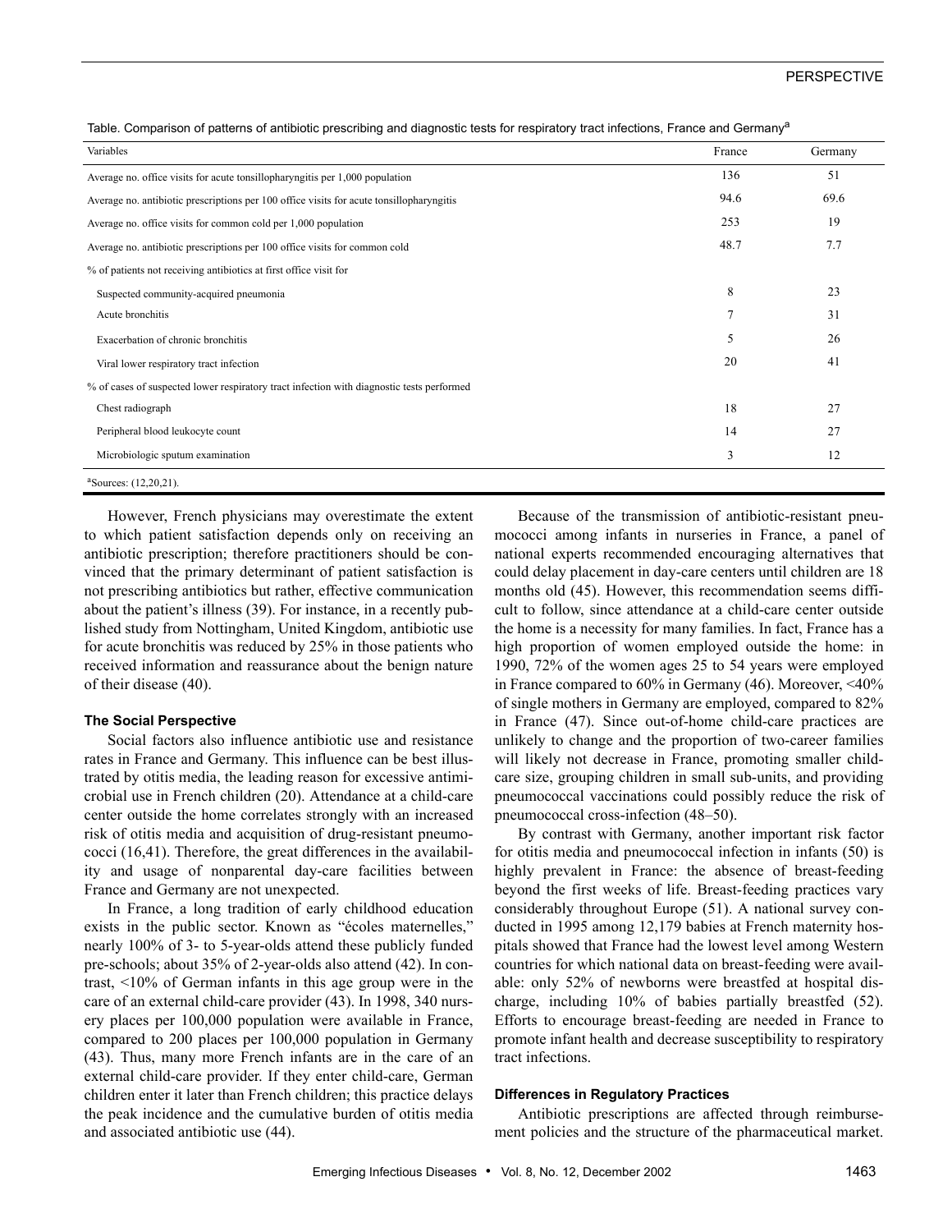Table. Comparison of patterns of antibiotic prescribing and diagnostic tests for respiratory tract infections, France and Germany[a]

| Variables | France | Germany |
|---|---|---|
| Average no. office visits for acute tonsillopharyngitis per 1,000 population | 136 | 51 |
| Average no. antibiotic prescriptions per 100 office visits for acute tonsillopharyngitis | 94.6 | 69.6 |
| Average no. office visits for common cold per 1,000 population | 253 | 19 |
| Average no. antibiotic prescriptions per 100 office visits for common cold | 48.7 | 7.7 |
| % of patients not receiving antibiotics at first office visit for | | |
| Suspected community-acquired pneumonia | 8 | 23 |
| Acute bronchitis | 7 | 31 |
| Exacerbation of chronic bronchitis | 5 | 26 |
| Viral lower respiratory tract infection | 20 | 41 |
| % of cases of suspected lower respiratory tract infection with diagnostic tests performed | | |
| Chest radiograph | 18 | 27 |
| Peripheral blood leukocyte count | 14 | 27 |
| Microbiologic sputum examination | 3 | 12 |

[a]Sources: (12,20,21).

However, French physicians may overestimate the extent to which patient satisfaction depends only on receiving an antibiotic prescription; therefore practitioners should be convinced that the primary determinant of patient satisfaction is not prescribing antibiotics but rather, effective communication about the patient's illness (39). For instance, in a recently published study from Nottingham, United Kingdom, antibiotic use for acute bronchitis was reduced by 25% in those patients who received information and reassurance about the benign nature of their disease (40).

### The Social Perspective

Social factors also influence antibiotic use and resistance rates in France and Germany. This influence can be best illustrated by otitis media, the leading reason for excessive antimicrobial use in French children (20). Attendance at a child-care center outside the home correlates strongly with an increased risk of otitis media and acquisition of drug-resistant pneumococci (16,41). Therefore, the great differences in the availability and usage of nonparental day-care facilities between France and Germany are not unexpected.

In France, a long tradition of early childhood education exists in the public sector. Known as "écoles maternelles," nearly 100% of 3- to 5-year-olds attend these publicly funded pre-schools; about 35% of 2-year-olds also attend (42). In contrast, <10% of German infants in this age group were in the care of an external child-care provider (43). In 1998, 340 nursery places per 100,000 population were available in France, compared to 200 places per 100,000 population in Germany (43). Thus, many more French infants are in the care of an external child-care provider. If they enter child-care, German children enter it later than French children; this practice delays the peak incidence and the cumulative burden of otitis media and associated antibiotic use (44).

Because of the transmission of antibiotic-resistant pneumococci among infants in nurseries in France, a panel of national experts recommended encouraging alternatives that could delay placement in day-care centers until children are 18 months old (45). However, this recommendation seems difficult to follow, since attendance at a child-care center outside the home is a necessity for many families. In fact, France has a high proportion of women employed outside the home: in 1990, 72% of the women ages 25 to 54 years were employed in France compared to 60% in Germany (46). Moreover, <40% of single mothers in Germany are employed, compared to 82% in France (47). Since out-of-home child-care practices are unlikely to change and the proportion of two-career families will likely not decrease in France, promoting smaller child-care size, grouping children in small sub-units, and providing pneumococcal vaccinations could possibly reduce the risk of pneumococcal cross-infection (48–50).

By contrast with Germany, another important risk factor for otitis media and pneumococcal infection in infants (50) is highly prevalent in France: the absence of breast-feeding beyond the first weeks of life. Breast-feeding practices vary considerably throughout Europe (51). A national survey conducted in 1995 among 12,179 babies at French maternity hospitals showed that France had the lowest level among Western countries for which national data on breast-feeding were available: only 52% of newborns were breastfed at hospital discharge, including 10% of babies partially breastfed (52). Efforts to encourage breast-feeding are needed in France to promote infant health and decrease susceptibility to respiratory tract infections.

### Differences in Regulatory Practices

Antibiotic prescriptions are affected through reimbursement policies and the structure of the pharmaceutical market.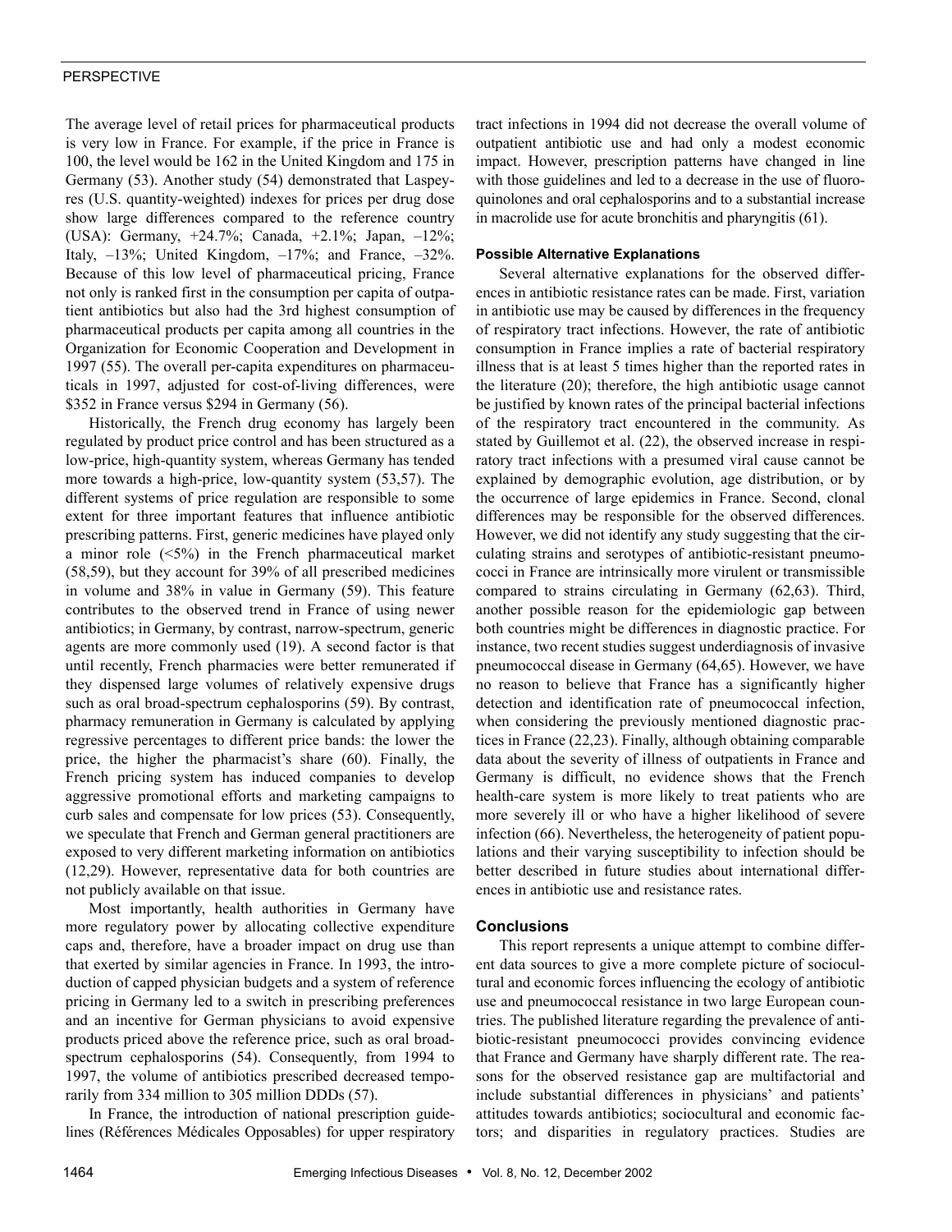The average level of retail prices for pharmaceutical products is very low in France. For example, if the price in France is 100, the level would be 162 in the United Kingdom and 175 in Germany (53). Another study (54) demonstrated that Laspeyres (U.S. quantity-weighted) indexes for prices per drug dose show large differences compared to the reference country (USA): Germany, +24.7%; Canada, +2.1%; Japan, –12%; Italy, –13%; United Kingdom, –17%; and France, –32%. Because of this low level of pharmaceutical pricing, France not only is ranked first in the consumption per capita of outpatient antibiotics but also had the 3rd highest consumption of pharmaceutical products per capita among all countries in the Organization for Economic Cooperation and Development in 1997 (55). The overall per-capita expenditures on pharmaceuticals in 1997, adjusted for cost-of-living differences, were \$352 in France versus \$294 in Germany (56).

Historically, the French drug economy has largely been regulated by product price control and has been structured as a low-price, high-quantity system, whereas Germany has tended more towards a high-price, low-quantity system (53,57). The different systems of price regulation are responsible to some extent for three important features that influence antibiotic prescribing patterns. First, generic medicines have played only a minor role (<5%) in the French pharmaceutical market (58,59), but they account for 39% of all prescribed medicines in volume and 38% in value in Germany (59). This feature contributes to the observed trend in France of using newer antibiotics; in Germany, by contrast, narrow-spectrum, generic agents are more commonly used (19). A second factor is that until recently, French pharmacies were better remunerated if they dispensed large volumes of relatively expensive drugs such as oral broad-spectrum cephalosporins (59). By contrast, pharmacy remuneration in Germany is calculated by applying regressive percentages to different price bands: the lower the price, the higher the pharmacist's share (60). Finally, the French pricing system has induced companies to develop aggressive promotional efforts and marketing campaigns to curb sales and compensate for low prices (53). Consequently, we speculate that French and German general practitioners are exposed to very different marketing information on antibiotics (12,29). However, representative data for both countries are not publicly available on that issue.

Most importantly, health authorities in Germany have more regulatory power by allocating collective expenditure caps and, therefore, have a broader impact on drug use than that exerted by similar agencies in France. In 1993, the introduction of capped physician budgets and a system of reference pricing in Germany led to a switch in prescribing preferences and an incentive for German physicians to avoid expensive products priced above the reference price, such as oral broad-spectrum cephalosporins (54). Consequently, from 1994 to 1997, the volume of antibiotics prescribed decreased temporarily from 334 million to 305 million DDDs (57).

In France, the introduction of national prescription guidelines (Références Médicales Opposables) for upper respiratory tract infections in 1994 did not decrease the overall volume of outpatient antibiotic use and had only a modest economic impact. However, prescription patterns have changed in line with those guidelines and led to a decrease in the use of fluoroquinolones and oral cephalosporins and to a substantial increase in macrolide use for acute bronchitis and pharyngitis (61).

#### Possible Alternative Explanations

Several alternative explanations for the observed differences in antibiotic resistance rates can be made. First, variation in antibiotic use may be caused by differences in the frequency of respiratory tract infections. However, the rate of antibiotic consumption in France implies a rate of bacterial respiratory illness that is at least 5 times higher than the reported rates in the literature (20); therefore, the high antibiotic usage cannot be justified by known rates of the principal bacterial infections of the respiratory tract encountered in the community. As stated by Guillemot et al. (22), the observed increase in respiratory tract infections with a presumed viral cause cannot be explained by demographic evolution, age distribution, or by the occurrence of large epidemics in France. Second, clonal differences may be responsible for the observed differences. However, we did not identify any study suggesting that the circulating strains and serotypes of antibiotic-resistant pneumococci in France are intrinsically more virulent or transmissible compared to strains circulating in Germany (62,63). Third, another possible reason for the epidemiologic gap between both countries might be differences in diagnostic practice. For instance, two recent studies suggest underdiagnosis of invasive pneumococcal disease in Germany (64,65). However, we have no reason to believe that France has a significantly higher detection and identification rate of pneumococcal infection, when considering the previously mentioned diagnostic practices in France (22,23). Finally, although obtaining comparable data about the severity of illness of outpatients in France and Germany is difficult, no evidence shows that the French health-care system is more likely to treat patients who are more severely ill or who have a higher likelihood of severe infection (66). Nevertheless, the heterogeneity of patient populations and their varying susceptibility to infection should be better described in future studies about international differences in antibiotic use and resistance rates.

### Conclusions

This report represents a unique attempt to combine different data sources to give a more complete picture of sociocultural and economic forces influencing the ecology of antibiotic use and pneumococcal resistance in two large European countries. The published literature regarding the prevalence of antibiotic-resistant pneumococci provides convincing evidence that France and Germany have sharply different rate. The reasons for the observed resistance gap are multifactorial and include substantial differences in physicians' and patients' attitudes towards antibiotics; sociocultural and economic factors; and disparities in regulatory practices. Studies are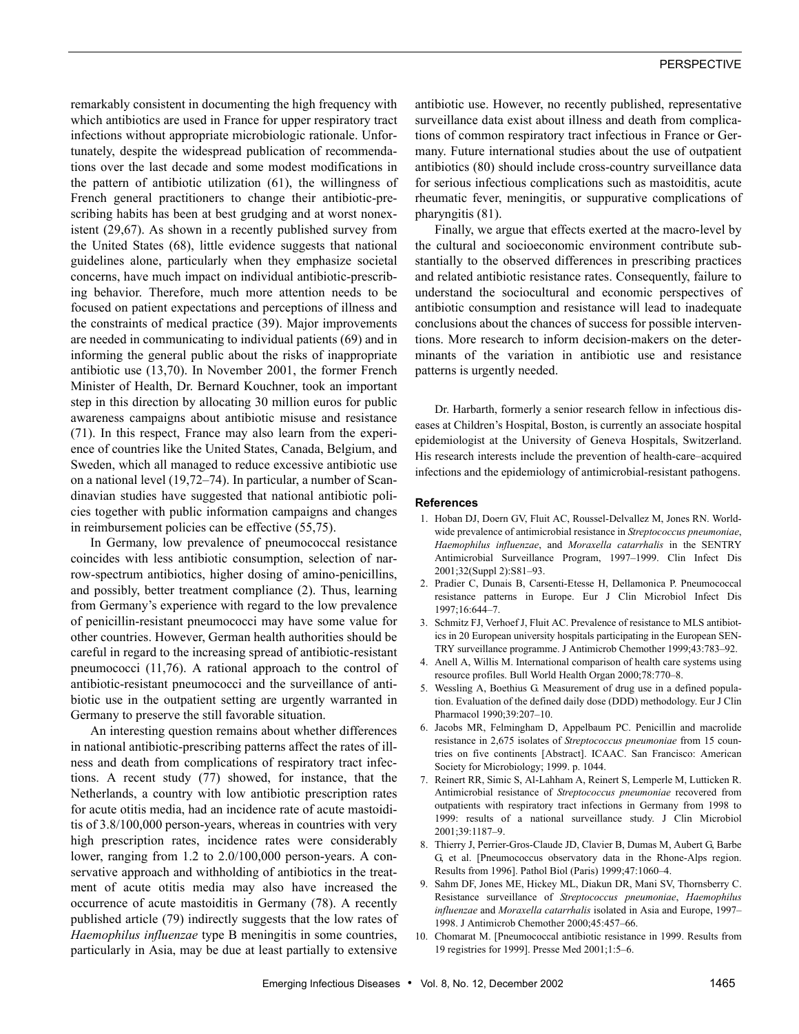remarkably consistent in documenting the high frequency with which antibiotics are used in France for upper respiratory tract infections without appropriate microbiologic rationale. Unfortunately, despite the widespread publication of recommendations over the last decade and some modest modifications in the pattern of antibiotic utilization (61), the willingness of French general practitioners to change their antibiotic-prescribing habits has been at best grudging and at worst nonexistent (29,67). As shown in a recently published survey from the United States (68), little evidence suggests that national guidelines alone, particularly when they emphasize societal concerns, have much impact on individual antibiotic-prescribing behavior. Therefore, much more attention needs to be focused on patient expectations and perceptions of illness and the constraints of medical practice (39). Major improvements are needed in communicating to individual patients (69) and in informing the general public about the risks of inappropriate antibiotic use (13,70). In November 2001, the former French Minister of Health, Dr. Bernard Kouchner, took an important step in this direction by allocating 30 million euros for public awareness campaigns about antibiotic misuse and resistance (71). In this respect, France may also learn from the experience of countries like the United States, Canada, Belgium, and Sweden, which all managed to reduce excessive antibiotic use on a national level (19,72–74). In particular, a number of Scandinavian studies have suggested that national antibiotic policies together with public information campaigns and changes in reimbursement policies can be effective (55,75).

In Germany, low prevalence of pneumococcal resistance coincides with less antibiotic consumption, selection of narrow-spectrum antibiotics, higher dosing of amino-penicillins, and possibly, better treatment compliance (2). Thus, learning from Germany's experience with regard to the low prevalence of penicillin-resistant pneumococci may have some value for other countries. However, German health authorities should be careful in regard to the increasing spread of antibiotic-resistant pneumococci (11,76). A rational approach to the control of antibiotic-resistant pneumococci and the surveillance of antibiotic use in the outpatient setting are urgently warranted in Germany to preserve the still favorable situation.

An interesting question remains about whether differences in national antibiotic-prescribing patterns affect the rates of illness and death from complications of respiratory tract infections. A recent study (77) showed, for instance, that the Netherlands, a country with low antibiotic prescription rates for acute otitis media, had an incidence rate of acute mastoiditis of 3.8/100,000 person-years, whereas in countries with very high prescription rates, incidence rates were considerably lower, ranging from 1.2 to 2.0/100,000 person-years. A conservative approach and withholding of antibiotics in the treatment of acute otitis media may also have increased the occurrence of acute mastoiditis in Germany (78). A recently published article (79) indirectly suggests that the low rates of *Haemophilus influenzae* type B meningitis in some countries, particularly in Asia, may be due at least partially to extensive antibiotic use. However, no recently published, representative surveillance data exist about illness and death from complications of common respiratory tract infectious in France or Germany. Future international studies about the use of outpatient antibiotics (80) should include cross-country surveillance data for serious infectious complications such as mastoiditis, acute rheumatic fever, meningitis, or suppurative complications of pharyngitis (81).

Finally, we argue that effects exerted at the macro-level by the cultural and socioeconomic environment contribute substantially to the observed differences in prescribing practices and related antibiotic resistance rates. Consequently, failure to understand the sociocultural and economic perspectives of antibiotic consumption and resistance will lead to inadequate conclusions about the chances of success for possible interventions. More research to inform decision-makers on the determinants of the variation in antibiotic use and resistance patterns is urgently needed.

Dr. Harbarth, formerly a senior research fellow in infectious diseases at Children's Hospital, Boston, is currently an associate hospital epidemiologist at the University of Geneva Hospitals, Switzerland. His research interests include the prevention of health-care–acquired infections and the epidemiology of antimicrobial-resistant pathogens.

## References

1. Hoban DJ, Doern GV, Fluit AC, Roussel-Delvallez M, Jones RN. Worldwide prevalence of antimicrobial resistance in *Streptococcus pneumoniae*, *Haemophilus influenzae*, and *Moraxella catarrhalis* in the SENTRY Antimicrobial Surveillance Program, 1997–1999. Clin Infect Dis 2001;32(Suppl 2):S81–93.
2. Pradier C, Dunais B, Carsenti-Etesse H, Dellamonica P. Pneumococcal resistance patterns in Europe. Eur J Clin Microbiol Infect Dis 1997;16:644–7.
3. Schmitz FJ, Verhoef J, Fluit AC. Prevalence of resistance to MLS antibiotics in 20 European university hospitals participating in the European SENTRY surveillance programme. J Antimicrob Chemother 1999;43:783–92.
4. Anell A, Willis M. International comparison of health care systems using resource profiles. Bull World Health Organ 2000;78:770–8.
5. Wessling A, Boethius G. Measurement of drug use in a defined population. Evaluation of the defined daily dose (DDD) methodology. Eur J Clin Pharmacol 1990;39:207–10.
6. Jacobs MR, Felmingham D, Appelbaum PC. Penicillin and macrolide resistance in 2,675 isolates of *Streptococcus pneumoniae* from 15 countries on five continents [Abstract]. ICAAC. San Francisco: American Society for Microbiology; 1999. p. 1044.
7. Reinert RR, Simic S, Al-Lahham A, Reinert S, Lemperle M, Lutticken R. Antimicrobial resistance of *Streptococcus pneumoniae* recovered from outpatients with respiratory tract infections in Germany from 1998 to 1999: results of a national surveillance study. J Clin Microbiol 2001;39:1187–9.
8. Thierry J, Perrier-Gros-Claude JD, Clavier B, Dumas M, Aubert G, Barbe G, et al. [Pneumococcus observatory data in the Rhone-Alps region. Results from 1996]. Pathol Biol (Paris) 1999;47:1060–4.
9. Sahm DF, Jones ME, Hickey ML, Diakun DR, Mani SV, Thornsberry C. Resistance surveillance of *Streptococcus pneumoniae*, *Haemophilus influenzae* and *Moraxella catarrhalis* isolated in Asia and Europe, 1997–1998. J Antimicrob Chemother 2000;45:457–66.
10. Chomarat M. [Pneumococcal antibiotic resistance in 1999. Results from 19 registries for 1999]. Presse Med 2001;1:5–6.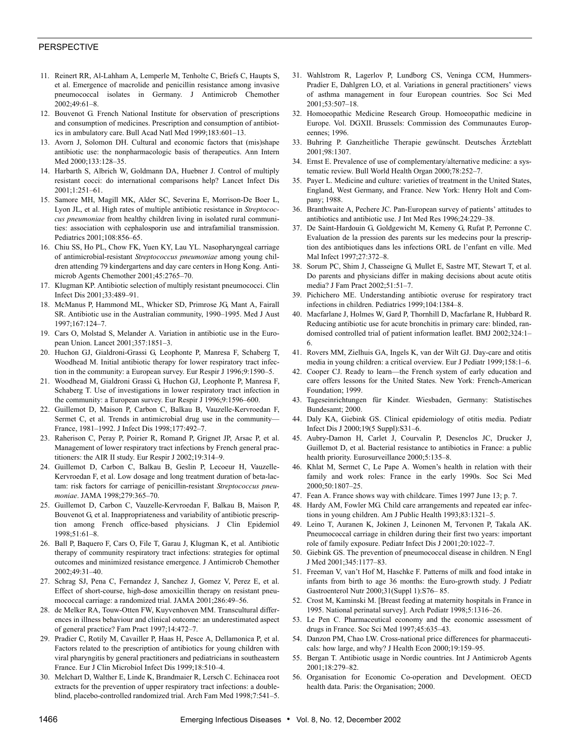11. Reinert RR, Al-Lahham A, Lemperle M, Tenholte C, Briefs C, Haupts S, et al. Emergence of macrolide and penicillin resistance among invasive pneumococcal isolates in Germany. J Antimicrob Chemother 2002;49:61–8.
12. Bouvenot G. French National Institute for observation of prescriptions and consumption of medicines. Prescription and consumption of antibiotics in ambulatory care. Bull Acad Natl Med 1999;183:601–13.
13. Avorn J, Solomon DH. Cultural and economic factors that (mis)shape antibiotic use: the nonpharmacologic basis of therapeutics. Ann Intern Med 2000;133:128–35.
14. Harbarth S, Albrich W, Goldmann DA, Huebner J. Control of multiply resistant cocci: do international comparisons help? Lancet Infect Dis 2001;1:251–61.
15. Samore MH, Magill MK, Alder SC, Severina E, Morrison-De Boer L, Lyon JL, et al. High rates of multiple antibiotic resistance in *Streptococcus pneumoniae* from healthy children living in isolated rural communities: association with cephalosporin use and intrafamilial transmission. Pediatrics 2001;108:856–65.
16. Chiu SS, Ho PL, Chow FK, Yuen KY, Lau YL. Nasopharyngeal carriage of antimicrobial-resistant *Streptococcus pneumoniae* among young children attending 79 kindergartens and day care centers in Hong Kong. Antimicrob Agents Chemother 2001;45:2765–70.
17. Klugman KP. Antibiotic selection of multiply resistant pneumococci. Clin Infect Dis 2001;33:489–91.
18. McManus P, Hammond ML, Whicker SD, Primrose JG, Mant A, Fairall SR. Antibiotic use in the Australian community, 1990–1995. Med J Aust 1997;167:124–7.
19. Cars O, Molstad S, Melander A. Variation in antibiotic use in the European Union. Lancet 2001;357:1851–3.
20. Huchon GJ, Gialdroni-Grassi G, Leophonte P, Manresa F, Schaberg T, Woodhead M. Initial antibiotic therapy for lower respiratory tract infection in the community: a European survey. Eur Respir J 1996;9:1590–5.
21. Woodhead M, Gialdroni Grassi G, Huchon GJ, Leophonte P, Manresa F, Schaberg T. Use of investigations in lower respiratory tract infection in the community: a European survey. Eur Respir J 1996;9:1596–600.
22. Guillemot D, Maison P, Carbon C, Balkau B, Vauzelle-Kervroedan F, Sermet C, et al. Trends in antimicrobial drug use in the community—France, 1981–1992. J Infect Dis 1998;177:492–7.
23. Raherison C, Peray P, Poirier R, Romand P, Grignet JP, Arsac P, et al. Management of lower respiratory tract infections by French general practitioners: the AIR II study. Eur Respir J 2002;19:314–9.
24. Guillemot D, Carbon C, Balkau B, Geslin P, Lecoeur H, Vauzelle-Kervroedan F, et al. Low dosage and long treatment duration of beta-lactam: risk factors for carriage of penicillin-resistant *Streptococcus pneumoniae*. JAMA 1998;279:365–70.
25. Guillemot D, Carbon C, Vauzelle-Kervroedan F, Balkau B, Maison P, Bouvenot G, et al. Inappropriateness and variability of antibiotic prescription among French office-based physicians. J Clin Epidemiol 1998;51:61–8.
26. Ball P, Baquero F, Cars O, File T, Garau J, Klugman K, et al. Antibiotic therapy of community respiratory tract infections: strategies for optimal outcomes and minimized resistance emergence. J Antimicrob Chemother 2002;49:31–40.
27. Schrag SJ, Pena C, Fernandez J, Sanchez J, Gomez V, Perez E, et al. Effect of short-course, high-dose amoxicillin therapy on resistant pneumococcal carriage: a randomized trial. JAMA 2001;286:49–56.
28. de Melker RA, Touw-Otten FW, Kuyvenhoven MM. Transcultural differences in illness behaviour and clinical outcome: an underestimated aspect of general practice? Fam Pract 1997;14:472–7.
29. Pradier C, Rotily M, Cavailler P, Haas H, Pesce A, Dellamonica P, et al. Factors related to the prescription of antibiotics for young children with viral pharyngitis by general practitioners and pediatricians in southeastern France. Eur J Clin Microbiol Infect Dis 1999;18:510–4.
30. Melchart D, Walther E, Linde K, Brandmaier R, Lersch C. Echinacea root extracts for the prevention of upper respiratory tract infections: a double-blind, placebo-controlled randomized trial. Arch Fam Med 1998;7:541–5.
31. Wahlstrom R, Lagerlov P, Lundborg CS, Veninga CCM, Hummers-Pradier E, Dahlgren LO, et al. Variations in general practitioners' views of asthma management in four European countries. Soc Sci Med 2001;53:507–18.
32. Homoeopathic Medicine Research Group. Homoeopathic medicine in Europe. Vol. DGXII. Brussels: Commission des Communautes Europeennes; 1996.
33. Buhring P. Ganzheitliche Therapie gewünscht. Deutsches Ärzteblatt 2001;98:1307.
34. Ernst E. Prevalence of use of complementary/alternative medicine: a systematic review. Bull World Health Organ 2000;78:252–7.
35. Payer L. Medicine and culture: varieties of treatment in the United States, England, West Germany, and France. New York: Henry Holt and Company; 1988.
36. Branthwaite A, Pechere JC. Pan-European survey of patients' attitudes to antibiotics and antibiotic use. J Int Med Res 1996;24:229–38.
37. De Saint-Hardouin G, Goldgewicht M, Kemeny G, Rufat P, Perronne C. Evaluation de la pression des parents sur les medecins pour la prescription des antibiotiques dans les infections ORL de l'enfant en ville. Med Mal Infect 1997;27:372–8.
38. Sorum PC, Shim J, Chasseigne G, Mullet E, Sastre MT, Stewart T, et al. Do parents and physicians differ in making decisions about acute otitis media? J Fam Pract 2002;51:51–7.
39. Pichichero ME. Understanding antibiotic overuse for respiratory tract infections in children. Pediatrics 1999;104:1384–8.
40. Macfarlane J, Holmes W, Gard P, Thornhill D, Macfarlane R, Hubbard R. Reducing antibiotic use for acute bronchitis in primary care: blinded, randomised controlled trial of patient information leaflet. BMJ 2002;324:1–6.
41. Rovers MM, Zielhuis GA, Ingels K, van der Wilt GJ. Day-care and otitis media in young children: a critical overview. Eur J Pediatr 1999;158:1–6.
42. Cooper CJ. Ready to learn—the French system of early education and care offers lessons for the United States. New York: French-American Foundation; 1999.
43. Tageseinrichtungen für Kinder. Wiesbaden, Germany: Statistisches Bundesamt; 2000.
44. Daly KA, Giebink GS. Clinical epidemiology of otitis media. Pediatr Infect Dis J 2000;19(5 Suppl):S31–6.
45. Aubry-Damon H, Carlet J, Courvalin P, Desenclos JC, Drucker J, Guillemot D, et al. Bacterial resistance to antibiotics in France: a public health priority. Eurosurveillance 2000;5:135–8.
46. Khlat M, Sermet C, Le Pape A. Women's health in relation with their family and work roles: France in the early 1990s. Soc Sci Med 2000;50:1807–25.
47. Fean A. France shows way with childcare. Times 1997 June 13; p. 7.
48. Hardy AM, Fowler MG. Child care arrangements and repeated ear infections in young children. Am J Public Health 1993;83:1321–5.
49. Leino T, Auranen K, Jokinen J, Leinonen M, Tervonen P, Takala AK. Pneumococcal carriage in children during their first two years: important role of family exposure. Pediatr Infect Dis J 2001;20:1022–7.
50. Giebink GS. The prevention of pneumococcal disease in children. N Engl J Med 2001;345:1177–83.
51. Freeman V, van't Hof M, Haschke F. Patterns of milk and food intake in infants from birth to age 36 months: the Euro-growth study. J Pediatr Gastroenterol Nutr 2000;31(Suppl 1):S76– 85.
52. Crost M, Kaminski M. [Breast feeding at maternity hospitals in France in 1995. National perinatal survey]. Arch Pediatr 1998;5:1316–26.
53. Le Pen C. Pharmaceutical economy and the economic assessment of drugs in France. Soc Sci Med 1997;45:635–43.
54. Danzon PM, Chao LW. Cross-national price differences for pharmaceuticals: how large, and why? J Health Econ 2000;19:159–95.
55. Bergan T. Antibiotic usage in Nordic countries. Int J Antimicrob Agents 2001;18:279–82.
56. Organisation for Economic Co-operation and Development. OECD health data. Paris: the Organisation; 2000.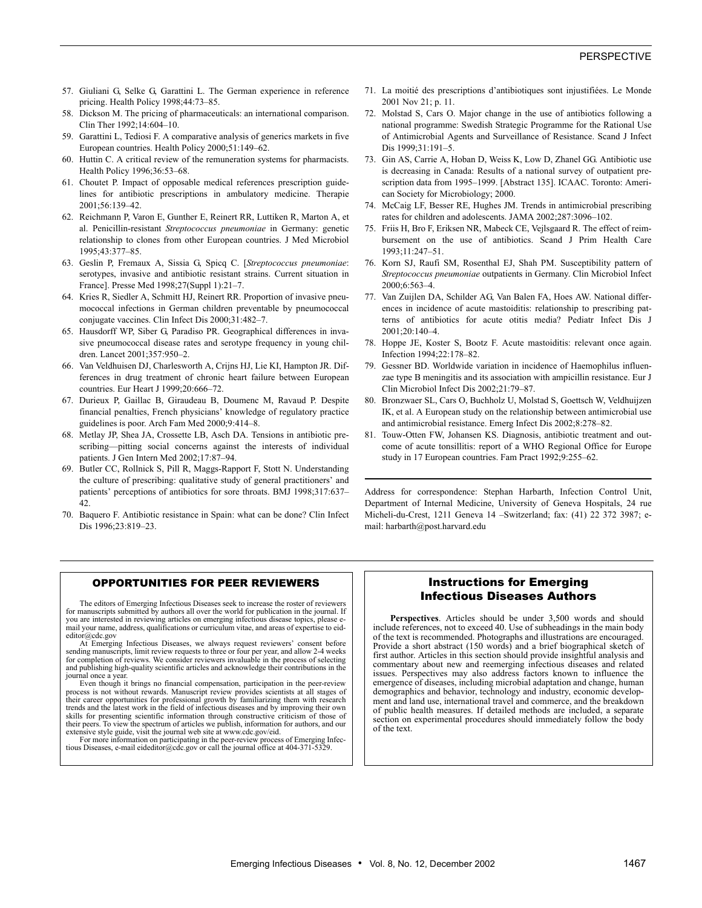57. Giuliani G, Selke G, Garattini L. The German experience in reference pricing. Health Policy 1998;44:73–85.
58. Dickson M. The pricing of pharmaceuticals: an international comparison. Clin Ther 1992;14:604–10.
59. Garattini L, Tediosi F. A comparative analysis of generics markets in five European countries. Health Policy 2000;51:149–62.
60. Huttin C. A critical review of the remuneration systems for pharmacists. Health Policy 1996;36:53–68.
61. Choutet P. Impact of opposable medical references prescription guidelines for antibiotic prescriptions in ambulatory medicine. Therapie 2001;56:139–42.
62. Reichmann P, Varon E, Gunther E, Reinert RR, Luttiken R, Marton A, et al. Penicillin-resistant *Streptococcus pneumoniae* in Germany: genetic relationship to clones from other European countries. J Med Microbiol 1995;43:377–85.
63. Geslin P, Fremaux A, Sissia G, Spicq C. [*Streptococcus pneumoniae*: serotypes, invasive and antibiotic resistant strains. Current situation in France]. Presse Med 1998;27(Suppl 1):21–7.
64. Kries R, Siedler A, Schmitt HJ, Reinert RR. Proportion of invasive pneumococcal infections in German children preventable by pneumococcal conjugate vaccines. Clin Infect Dis 2000;31:482–7.
65. Hausdorff WP, Siber G, Paradiso PR. Geographical differences in invasive pneumococcal disease rates and serotype frequency in young children. Lancet 2001;357:950–2.
66. Van Veldhuisen DJ, Charlesworth A, Crijns HJ, Lie KI, Hampton JR. Differences in drug treatment of chronic heart failure between European countries. Eur Heart J 1999;20:666–72.
67. Durieux P, Gaillac B, Giraudeau B, Doumenc M, Ravaud P. Despite financial penalties, French physicians' knowledge of regulatory practice guidelines is poor. Arch Fam Med 2000;9:414–8.
68. Metlay JP, Shea JA, Crossette LB, Asch DA. Tensions in antibiotic prescribing—pitting social concerns against the interests of individual patients. J Gen Intern Med 2002;17:87–94.
69. Butler CC, Rollnick S, Pill R, Maggs-Rapport F, Stott N. Understanding the culture of prescribing: qualitative study of general practitioners' and patients' perceptions of antibiotics for sore throats. BMJ 1998;317:637–42.
70. Baquero F. Antibiotic resistance in Spain: what can be done? Clin Infect Dis 1996;23:819–23.
71. La moitié des prescriptions d'antibiotiques sont injustifiées. Le Monde 2001 Nov 21; p. 11.
72. Molstad S, Cars O. Major change in the use of antibiotics following a national programme: Swedish Strategic Programme for the Rational Use of Antimicrobial Agents and Surveillance of Resistance. Scand J Infect Dis 1999;31:191–5.
73. Gin AS, Carrie A, Hoban D, Weiss K, Low D, Zhanel GG. Antibiotic use is decreasing in Canada: Results of a national survey of outpatient prescription data from 1995–1999. [Abstract 135]. ICAAC. Toronto: American Society for Microbiology; 2000.
74. McCaig LF, Besser RE, Hughes JM. Trends in antimicrobial prescribing rates for children and adolescents. JAMA 2002;287:3096–102.
75. Friis H, Bro F, Eriksen NR, Mabeck CE, Vejlsgaard R. The effect of reimbursement on the use of antibiotics. Scand J Prim Health Care 1993;11:247–51.
76. Korn SJ, Raufi SM, Rosenthal EJ, Shah PM. Susceptibility pattern of *Streptococcus pneumoniae* outpatients in Germany. Clin Microbiol Infect 2000;6:563–4.
77. Van Zuijlen DA, Schilder AG, Van Balen FA, Hoes AW. National differences in incidence of acute mastoiditis: relationship to prescribing patterns of antibiotics for acute otitis media? Pediatr Infect Dis J 2001;20:140–4.
78. Hoppe JE, Koster S, Bootz F. Acute mastoiditis: relevant once again. Infection 1994;22:178–82.
79. Gessner BD. Worldwide variation in incidence of Haemophilus influenzae type B meningitis and its association with ampicillin resistance. Eur J Clin Microbiol Infect Dis 2002;21:79–87.
80. Bronzwaer SL, Cars O, Buchholz U, Molstad S, Goettsch W, Veldhuijzen IK, et al. A European study on the relationship between antimicrobial use and antimicrobial resistance. Emerg Infect Dis 2002;8:278–82.
81. Touw-Otten FW, Johansen KS. Diagnosis, antibiotic treatment and outcome of acute tonsillitis: report of a WHO Regional Office for Europe study in 17 European countries. Fam Pract 1992;9:255–62.

Address for correspondence: Stephan Harbarth, Infection Control Unit, Department of Internal Medicine, University of Geneva Hospitals, 24 rue Micheli-du-Crest, 1211 Geneva 14 –Switzerland; fax: (41) 22 372 3987; e-mail: harbarth@post.harvard.edu

## OPPORTUNITIES FOR PEER REVIEWERS

The editors of Emerging Infectious Diseases seek to increase the roster of reviewers for manuscripts submitted by authors all over the world for publication in the journal. If you are interested in reviewing articles on emerging infectious disease topics, please e-mail your name, address, qualifications or curriculum vitae, and areas of expertise to eideditor@cdc.gov

At Emerging Infectious Diseases, we always request reviewers' consent before sending manuscripts, limit review requests to three or four per year, and allow 2-4 weeks for completion of reviews. We consider reviewers invaluable in the process of selecting and publishing high-quality scientific articles and acknowledge their contributions in the journal once a year.

Even though it brings no financial compensation, participation in the peer-review process is not without rewards. Manuscript review provides scientists at all stages of their career opportunities for professional growth by familiarizing them with research trends and the latest work in the field of infectious diseases and by improving their own skills for presenting scientific information through constructive criticism of those of their peers. To view the spectrum of articles we publish, information for authors, and our extensive style guide, visit the journal web site at www.cdc.gov/eid.

For more information on participating in the peer-review process of Emerging Infectious Diseases, e-mail eideditor@cdc.gov or call the journal office at 404-371-5329.

## Instructions for Emerging Infectious Diseases Authors

**Perspectives**. Articles should be under 3,500 words and should include references, not to exceed 40. Use of subheadings in the main body of the text is recommended. Photographs and illustrations are encouraged. Provide a short abstract (150 words) and a brief biographical sketch of first author. Articles in this section should provide insightful analysis and commentary about new and reemerging infectious diseases and related issues. Perspectives may also address factors known to influence the emergence of diseases, including microbial adaptation and change, human demographics and behavior, technology and industry, economic development and land use, international travel and commerce, and the breakdown of public health measures. If detailed methods are included, a separate section on experimental procedures should immediately follow the body of the text.